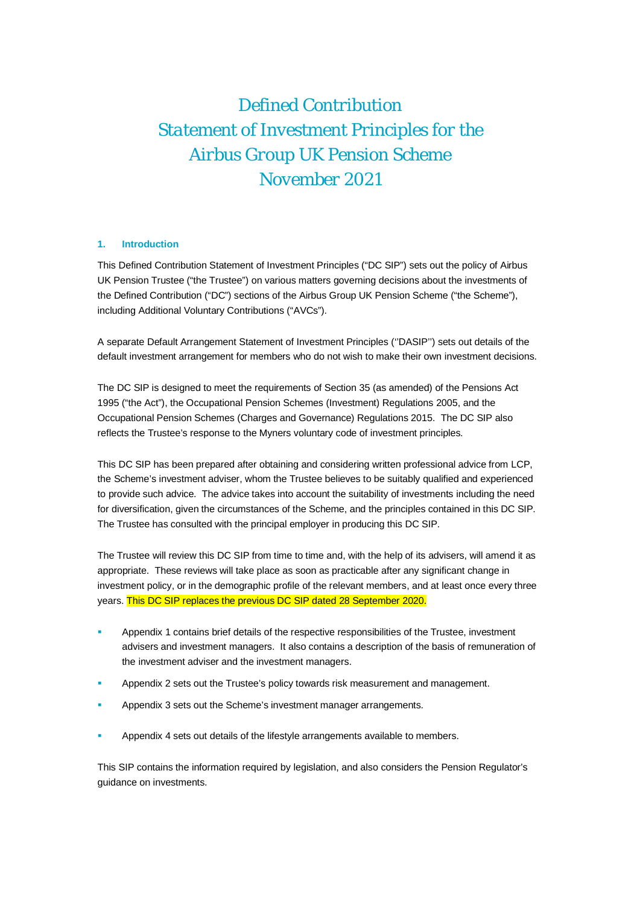# Defined Contribution
# Statement of Investment Principles for the Airbus Group UK Pension Scheme
# November 2021

## 1. Introduction

This Defined Contribution Statement of Investment Principles ("DC SIP") sets out the policy of Airbus UK Pension Trustee ("the Trustee") on various matters governing decisions about the investments of the Defined Contribution ("DC") sections of the Airbus Group UK Pension Scheme ("the Scheme"), including Additional Voluntary Contributions ("AVCs").

A separate Default Arrangement Statement of Investment Principles (''DASIP'') sets out details of the default investment arrangement for members who do not wish to make their own investment decisions.

The DC SIP is designed to meet the requirements of Section 35 (as amended) of the Pensions Act 1995 ("the Act"), the Occupational Pension Schemes (Investment) Regulations 2005, and the Occupational Pension Schemes (Charges and Governance) Regulations 2015. The DC SIP also reflects the Trustee's response to the Myners voluntary code of investment principles.

This DC SIP has been prepared after obtaining and considering written professional advice from LCP, the Scheme's investment adviser, whom the Trustee believes to be suitably qualified and experienced to provide such advice. The advice takes into account the suitability of investments including the need for diversification, given the circumstances of the Scheme, and the principles contained in this DC SIP. The Trustee has consulted with the principal employer in producing this DC SIP.

The Trustee will review this DC SIP from time to time and, with the help of its advisers, will amend it as appropriate. These reviews will take place as soon as practicable after any significant change in investment policy, or in the demographic profile of the relevant members, and at least once every three years. This DC SIP replaces the previous DC SIP dated 28 September 2020.

- Appendix 1 contains brief details of the respective responsibilities of the Trustee, investment advisers and investment managers. It also contains a description of the basis of remuneration of the investment adviser and the investment managers.
- Appendix 2 sets out the Trustee's policy towards risk measurement and management.
- Appendix 3 sets out the Scheme's investment manager arrangements.
- Appendix 4 sets out details of the lifestyle arrangements available to members.

This SIP contains the information required by legislation, and also considers the Pension Regulator's guidance on investments.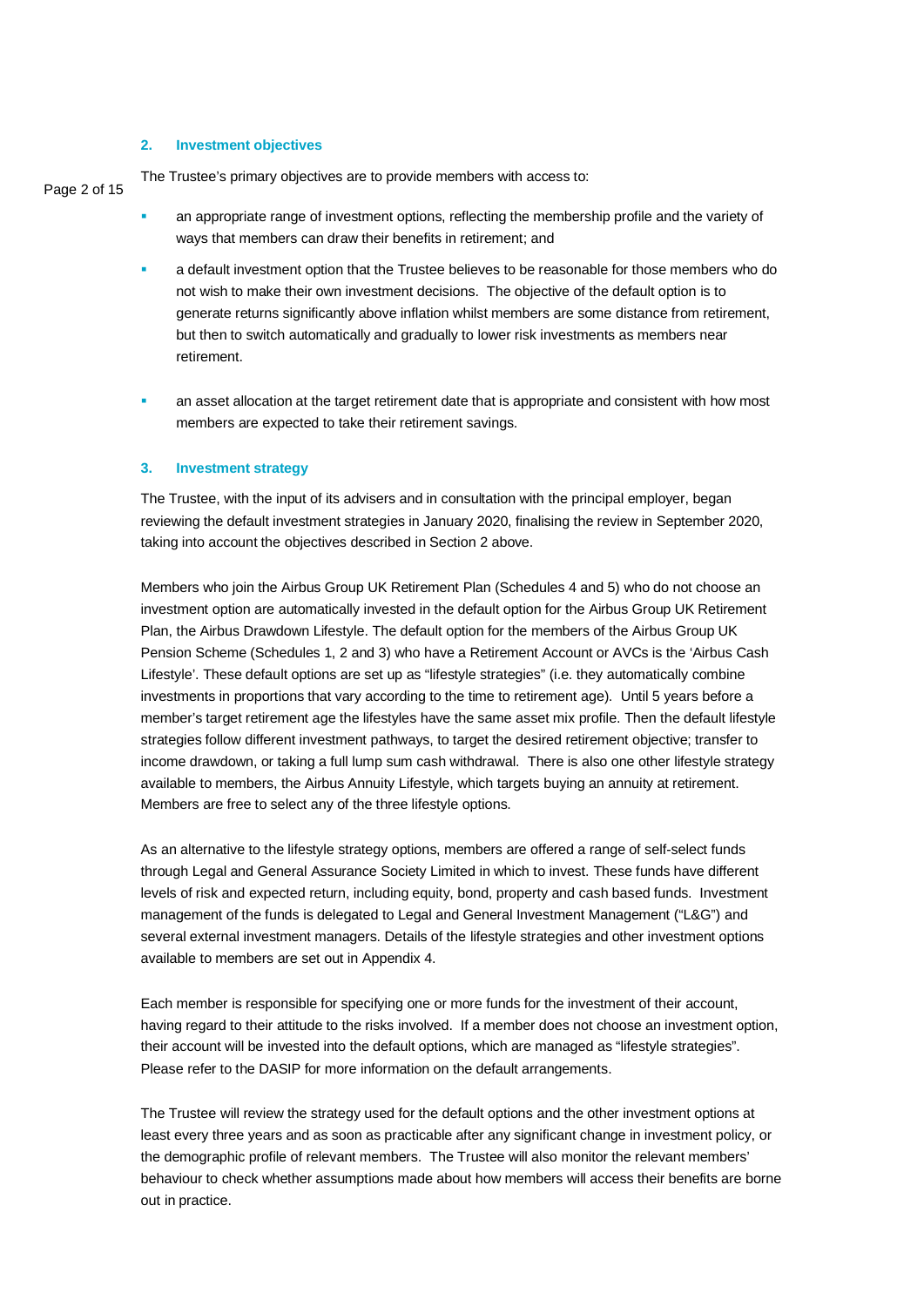## 2. Investment objectives

The Trustee's primary objectives are to provide members with access to:

- an appropriate range of investment options, reflecting the membership profile and the variety of ways that members can draw their benefits in retirement; and
- a default investment option that the Trustee believes to be reasonable for those members who do not wish to make their own investment decisions. The objective of the default option is to generate returns significantly above inflation whilst members are some distance from retirement, but then to switch automatically and gradually to lower risk investments as members near retirement.
- an asset allocation at the target retirement date that is appropriate and consistent with how most members are expected to take their retirement savings.

## 3. Investment strategy

The Trustee, with the input of its advisers and in consultation with the principal employer, began reviewing the default investment strategies in January 2020, finalising the review in September 2020, taking into account the objectives described in Section 2 above.

Members who join the Airbus Group UK Retirement Plan (Schedules 4 and 5) who do not choose an investment option are automatically invested in the default option for the Airbus Group UK Retirement Plan, the Airbus Drawdown Lifestyle. The default option for the members of the Airbus Group UK Pension Scheme (Schedules 1, 2 and 3) who have a Retirement Account or AVCs is the 'Airbus Cash Lifestyle'. These default options are set up as "lifestyle strategies" (i.e. they automatically combine investments in proportions that vary according to the time to retirement age). Until 5 years before a member's target retirement age the lifestyles have the same asset mix profile. Then the default lifestyle strategies follow different investment pathways, to target the desired retirement objective; transfer to income drawdown, or taking a full lump sum cash withdrawal. There is also one other lifestyle strategy available to members, the Airbus Annuity Lifestyle, which targets buying an annuity at retirement. Members are free to select any of the three lifestyle options.

As an alternative to the lifestyle strategy options, members are offered a range of self-select funds through Legal and General Assurance Society Limited in which to invest. These funds have different levels of risk and expected return, including equity, bond, property and cash based funds. Investment management of the funds is delegated to Legal and General Investment Management ("L&G") and several external investment managers. Details of the lifestyle strategies and other investment options available to members are set out in Appendix 4.

Each member is responsible for specifying one or more funds for the investment of their account, having regard to their attitude to the risks involved. If a member does not choose an investment option, their account will be invested into the default options, which are managed as "lifestyle strategies". Please refer to the DASIP for more information on the default arrangements.

The Trustee will review the strategy used for the default options and the other investment options at least every three years and as soon as practicable after any significant change in investment policy, or the demographic profile of relevant members. The Trustee will also monitor the relevant members' behaviour to check whether assumptions made about how members will access their benefits are borne out in practice.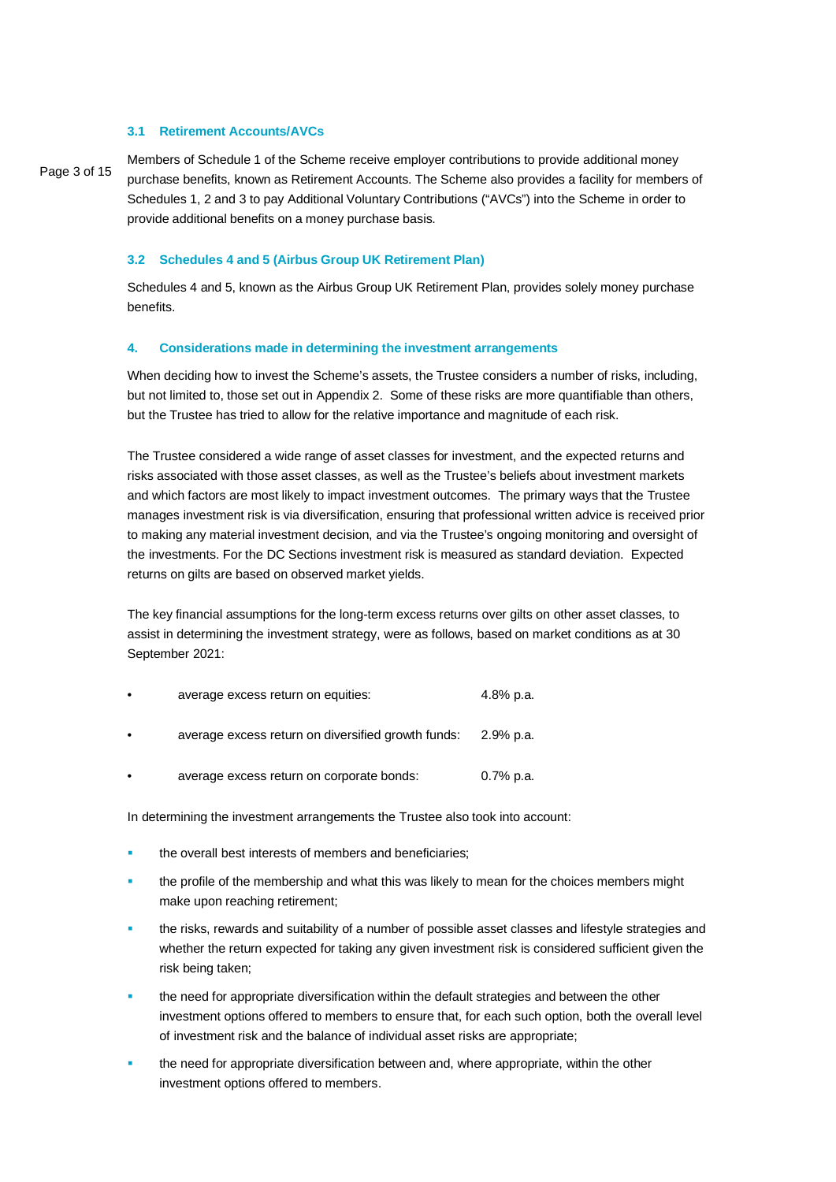### 3.1 Retirement Accounts/AVCs

Members of Schedule 1 of the Scheme receive employer contributions to provide additional money purchase benefits, known as Retirement Accounts. The Scheme also provides a facility for members of Schedules 1, 2 and 3 to pay Additional Voluntary Contributions ("AVCs") into the Scheme in order to provide additional benefits on a money purchase basis.

### 3.2 Schedules 4 and 5 (Airbus Group UK Retirement Plan)

Schedules 4 and 5, known as the Airbus Group UK Retirement Plan, provides solely money purchase benefits.

## 4. Considerations made in determining the investment arrangements

When deciding how to invest the Scheme's assets, the Trustee considers a number of risks, including, but not limited to, those set out in Appendix 2. Some of these risks are more quantifiable than others, but the Trustee has tried to allow for the relative importance and magnitude of each risk.

The Trustee considered a wide range of asset classes for investment, and the expected returns and risks associated with those asset classes, as well as the Trustee's beliefs about investment markets and which factors are most likely to impact investment outcomes. The primary ways that the Trustee manages investment risk is via diversification, ensuring that professional written advice is received prior to making any material investment decision, and via the Trustee's ongoing monitoring and oversight of the investments. For the DC Sections investment risk is measured as standard deviation. Expected returns on gilts are based on observed market yields.

The key financial assumptions for the long-term excess returns over gilts on other asset classes, to assist in determining the investment strategy, were as follows, based on market conditions as at 30 September 2021:

- average excess return on equities: 4.8% p.a.
- average excess return on diversified growth funds: 2.9% p.a.
- average excess return on corporate bonds: 0.7% p.a.

In determining the investment arrangements the Trustee also took into account:

- the overall best interests of members and beneficiaries;
- the profile of the membership and what this was likely to mean for the choices members might make upon reaching retirement;
- the risks, rewards and suitability of a number of possible asset classes and lifestyle strategies and whether the return expected for taking any given investment risk is considered sufficient given the risk being taken;
- the need for appropriate diversification within the default strategies and between the other investment options offered to members to ensure that, for each such option, both the overall level of investment risk and the balance of individual asset risks are appropriate;
- the need for appropriate diversification between and, where appropriate, within the other investment options offered to members.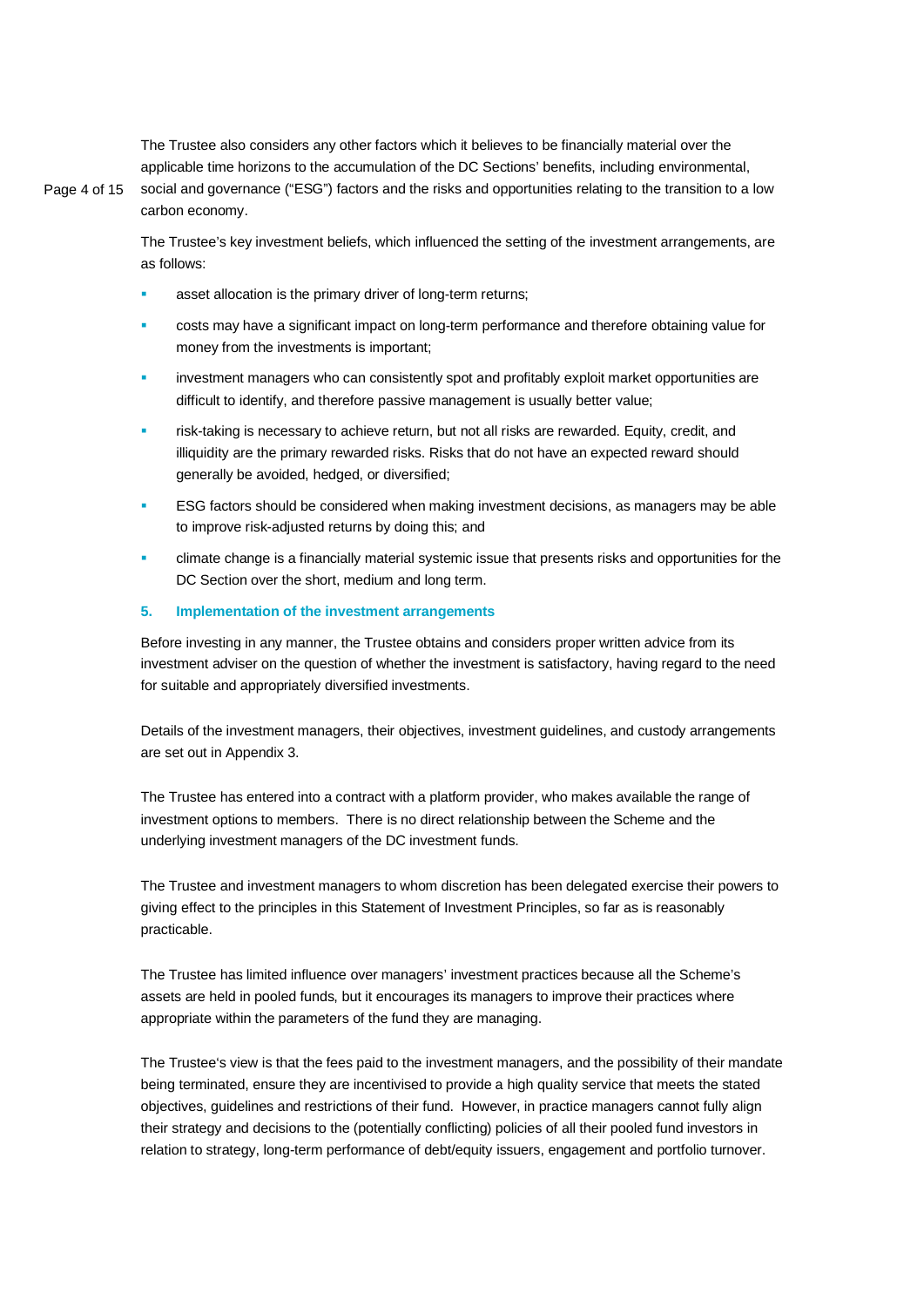The Trustee also considers any other factors which it believes to be financially material over the applicable time horizons to the accumulation of the DC Sections' benefits, including environmental, social and governance ("ESG") factors and the risks and opportunities relating to the transition to a low carbon economy.

The Trustee's key investment beliefs, which influenced the setting of the investment arrangements, are as follows:

- asset allocation is the primary driver of long-term returns;
- costs may have a significant impact on long-term performance and therefore obtaining value for money from the investments is important;
- investment managers who can consistently spot and profitably exploit market opportunities are difficult to identify, and therefore passive management is usually better value;
- risk-taking is necessary to achieve return, but not all risks are rewarded. Equity, credit, and illiquidity are the primary rewarded risks. Risks that do not have an expected reward should generally be avoided, hedged, or diversified;
- ESG factors should be considered when making investment decisions, as managers may be able to improve risk-adjusted returns by doing this; and
- climate change is a financially material systemic issue that presents risks and opportunities for the DC Section over the short, medium and long term.

## 5. Implementation of the investment arrangements

Before investing in any manner, the Trustee obtains and considers proper written advice from its investment adviser on the question of whether the investment is satisfactory, having regard to the need for suitable and appropriately diversified investments.

Details of the investment managers, their objectives, investment guidelines, and custody arrangements are set out in Appendix 3.

The Trustee has entered into a contract with a platform provider, who makes available the range of investment options to members. There is no direct relationship between the Scheme and the underlying investment managers of the DC investment funds.

The Trustee and investment managers to whom discretion has been delegated exercise their powers to giving effect to the principles in this Statement of Investment Principles, so far as is reasonably practicable.

The Trustee has limited influence over managers' investment practices because all the Scheme's assets are held in pooled funds, but it encourages its managers to improve their practices where appropriate within the parameters of the fund they are managing.

The Trustee's view is that the fees paid to the investment managers, and the possibility of their mandate being terminated, ensure they are incentivised to provide a high quality service that meets the stated objectives, guidelines and restrictions of their fund. However, in practice managers cannot fully align their strategy and decisions to the (potentially conflicting) policies of all their pooled fund investors in relation to strategy, long-term performance of debt/equity issuers, engagement and portfolio turnover.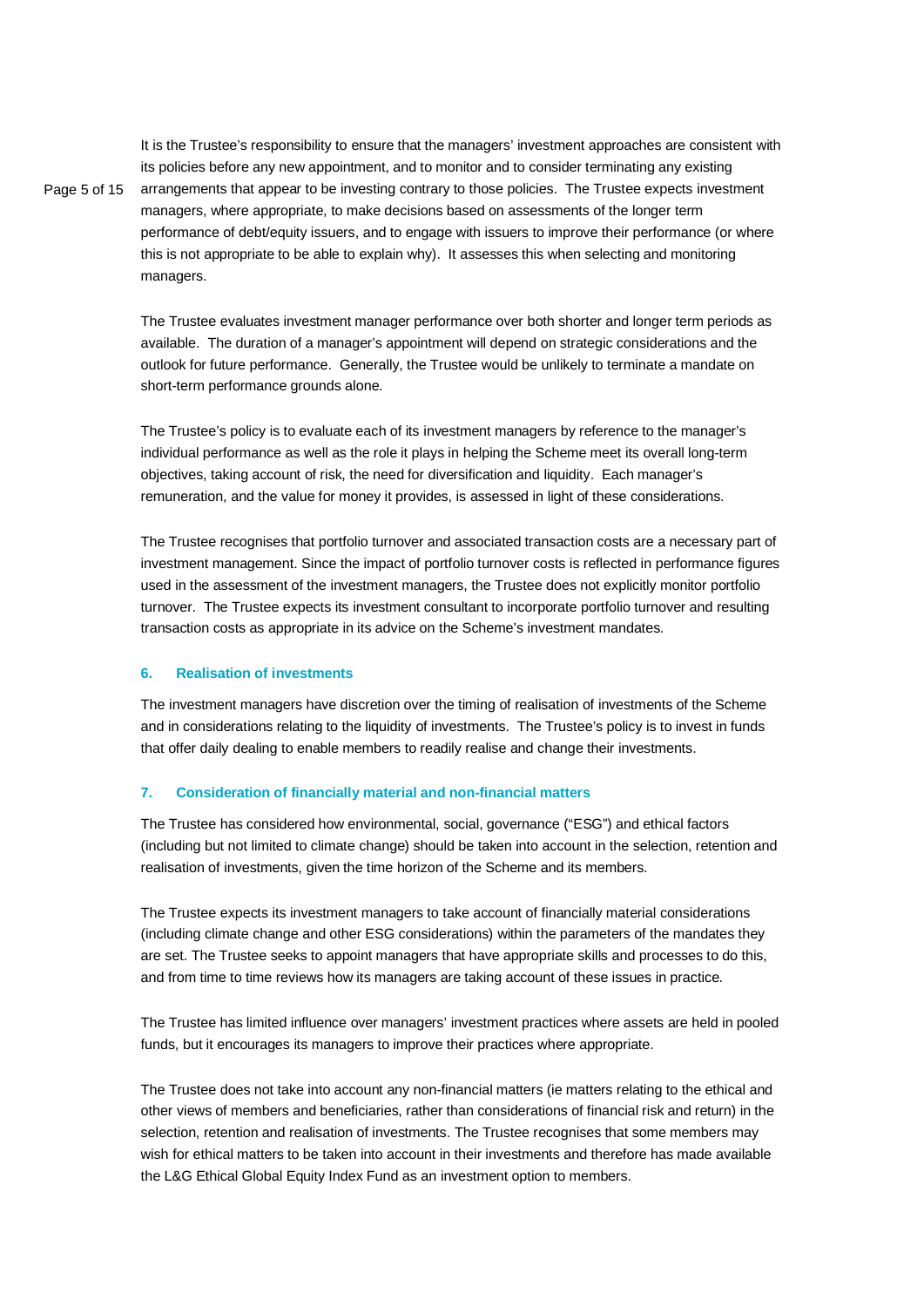It is the Trustee's responsibility to ensure that the managers' investment approaches are consistent with its policies before any new appointment, and to monitor and to consider terminating any existing arrangements that appear to be investing contrary to those policies. The Trustee expects investment managers, where appropriate, to make decisions based on assessments of the longer term performance of debt/equity issuers, and to engage with issuers to improve their performance (or where this is not appropriate to be able to explain why). It assesses this when selecting and monitoring managers.

The Trustee evaluates investment manager performance over both shorter and longer term periods as available. The duration of a manager's appointment will depend on strategic considerations and the outlook for future performance. Generally, the Trustee would be unlikely to terminate a mandate on short-term performance grounds alone.

The Trustee's policy is to evaluate each of its investment managers by reference to the manager's individual performance as well as the role it plays in helping the Scheme meet its overall long-term objectives, taking account of risk, the need for diversification and liquidity. Each manager's remuneration, and the value for money it provides, is assessed in light of these considerations.

The Trustee recognises that portfolio turnover and associated transaction costs are a necessary part of investment management. Since the impact of portfolio turnover costs is reflected in performance figures used in the assessment of the investment managers, the Trustee does not explicitly monitor portfolio turnover. The Trustee expects its investment consultant to incorporate portfolio turnover and resulting transaction costs as appropriate in its advice on the Scheme's investment mandates.

## 6. Realisation of investments

The investment managers have discretion over the timing of realisation of investments of the Scheme and in considerations relating to the liquidity of investments. The Trustee's policy is to invest in funds that offer daily dealing to enable members to readily realise and change their investments.

## 7. Consideration of financially material and non-financial matters

The Trustee has considered how environmental, social, governance ("ESG") and ethical factors (including but not limited to climate change) should be taken into account in the selection, retention and realisation of investments, given the time horizon of the Scheme and its members.

The Trustee expects its investment managers to take account of financially material considerations (including climate change and other ESG considerations) within the parameters of the mandates they are set. The Trustee seeks to appoint managers that have appropriate skills and processes to do this, and from time to time reviews how its managers are taking account of these issues in practice.

The Trustee has limited influence over managers' investment practices where assets are held in pooled funds, but it encourages its managers to improve their practices where appropriate.

The Trustee does not take into account any non-financial matters (ie matters relating to the ethical and other views of members and beneficiaries, rather than considerations of financial risk and return) in the selection, retention and realisation of investments. The Trustee recognises that some members may wish for ethical matters to be taken into account in their investments and therefore has made available the L&G Ethical Global Equity Index Fund as an investment option to members.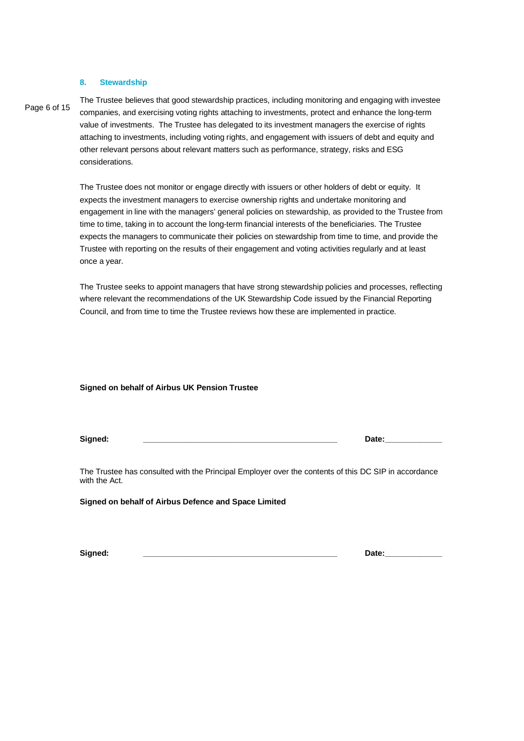## 8. Stewardship

The Trustee believes that good stewardship practices, including monitoring and engaging with investee companies, and exercising voting rights attaching to investments, protect and enhance the long-term value of investments. The Trustee has delegated to its investment managers the exercise of rights attaching to investments, including voting rights, and engagement with issuers of debt and equity and other relevant persons about relevant matters such as performance, strategy, risks and ESG considerations.

The Trustee does not monitor or engage directly with issuers or other holders of debt or equity. It expects the investment managers to exercise ownership rights and undertake monitoring and engagement in line with the managers' general policies on stewardship, as provided to the Trustee from time to time, taking in to account the long-term financial interests of the beneficiaries. The Trustee expects the managers to communicate their policies on stewardship from time to time, and provide the Trustee with reporting on the results of their engagement and voting activities regularly and at least once a year.

The Trustee seeks to appoint managers that have strong stewardship policies and processes, reflecting where relevant the recommendations of the UK Stewardship Code issued by the Financial Reporting Council, and from time to time the Trustee reviews how these are implemented in practice.

**Signed on behalf of Airbus UK Pension Trustee**

**Signed:** ____________________________________________ **Date:**_____________

The Trustee has consulted with the Principal Employer over the contents of this DC SIP in accordance with the Act.

**Signed on behalf of Airbus Defence and Space Limited**

**Signed:** ____________________________________________ **Date:**_____________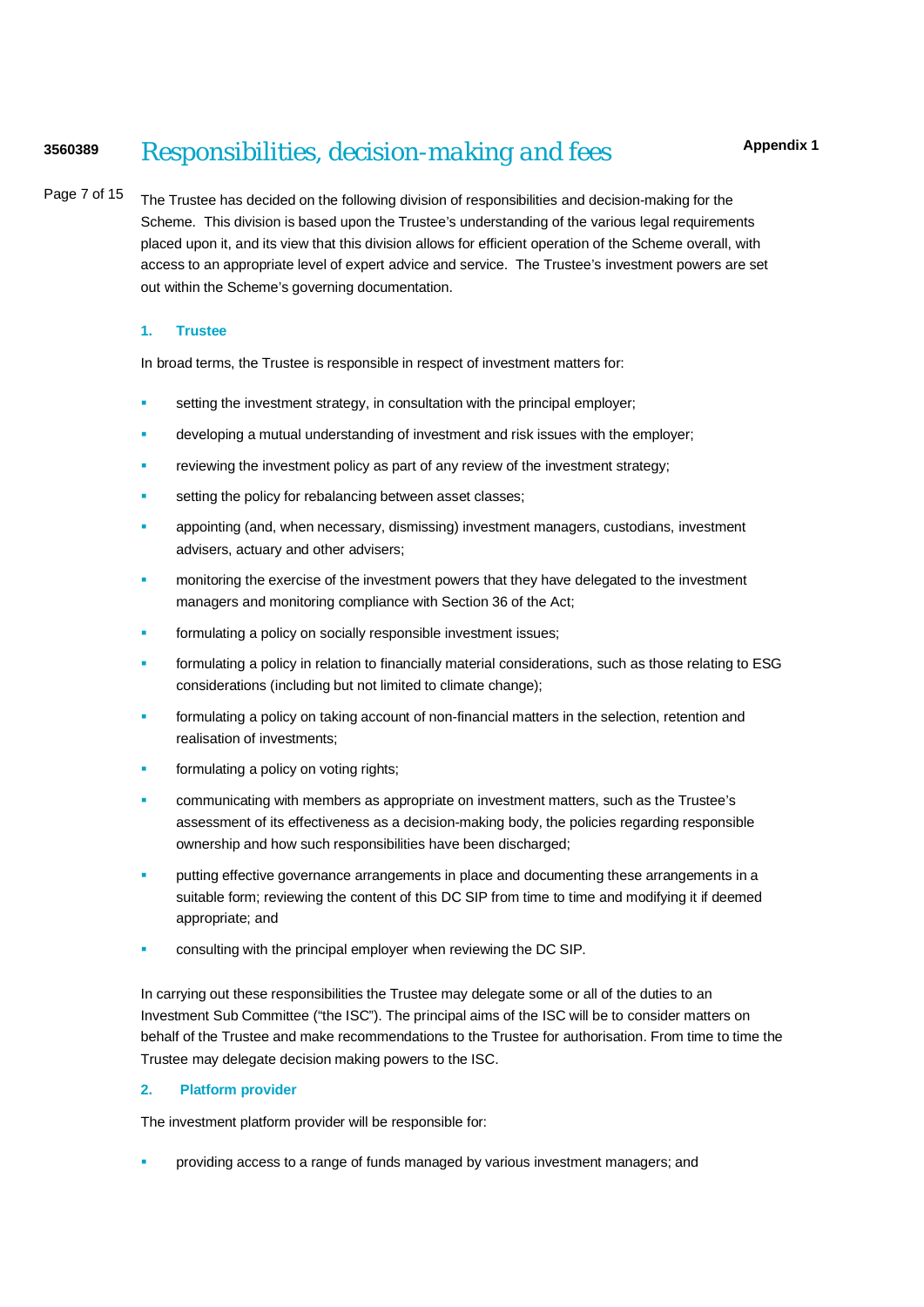# Responsibilities, decision-making and fees

**Appendix 1**

The Trustee has decided on the following division of responsibilities and decision-making for the Scheme. This division is based upon the Trustee's understanding of the various legal requirements placed upon it, and its view that this division allows for efficient operation of the Scheme overall, with access to an appropriate level of expert advice and service. The Trustee's investment powers are set out within the Scheme's governing documentation.

## 1. Trustee

In broad terms, the Trustee is responsible in respect of investment matters for:

- setting the investment strategy, in consultation with the principal employer;
- developing a mutual understanding of investment and risk issues with the employer;
- reviewing the investment policy as part of any review of the investment strategy;
- setting the policy for rebalancing between asset classes;
- appointing (and, when necessary, dismissing) investment managers, custodians, investment advisers, actuary and other advisers;
- monitoring the exercise of the investment powers that they have delegated to the investment managers and monitoring compliance with Section 36 of the Act;
- formulating a policy on socially responsible investment issues;
- formulating a policy in relation to financially material considerations, such as those relating to ESG considerations (including but not limited to climate change);
- formulating a policy on taking account of non-financial matters in the selection, retention and realisation of investments;
- formulating a policy on voting rights;
- communicating with members as appropriate on investment matters, such as the Trustee's assessment of its effectiveness as a decision-making body, the policies regarding responsible ownership and how such responsibilities have been discharged;
- putting effective governance arrangements in place and documenting these arrangements in a suitable form; reviewing the content of this DC SIP from time to time and modifying it if deemed appropriate; and
- consulting with the principal employer when reviewing the DC SIP.

In carrying out these responsibilities the Trustee may delegate some or all of the duties to an Investment Sub Committee ("the ISC"). The principal aims of the ISC will be to consider matters on behalf of the Trustee and make recommendations to the Trustee for authorisation. From time to time the Trustee may delegate decision making powers to the ISC.

## 2. Platform provider

The investment platform provider will be responsible for:

- providing access to a range of funds managed by various investment managers; and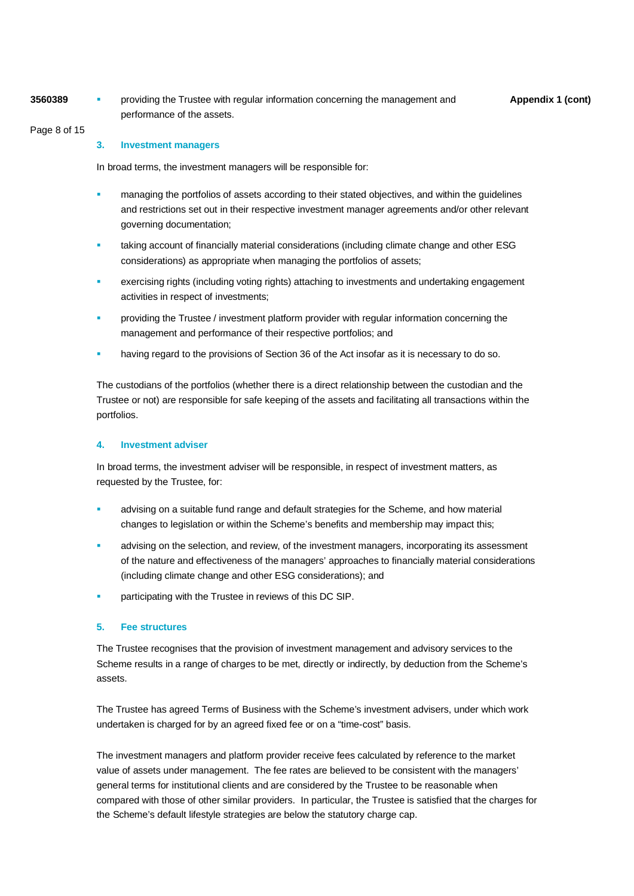- providing the Trustee with regular information concerning the management and performance of the assets.

### 3. Investment managers

In broad terms, the investment managers will be responsible for:

- managing the portfolios of assets according to their stated objectives, and within the guidelines and restrictions set out in their respective investment manager agreements and/or other relevant governing documentation;
- taking account of financially material considerations (including climate change and other ESG considerations) as appropriate when managing the portfolios of assets;
- exercising rights (including voting rights) attaching to investments and undertaking engagement activities in respect of investments;
- providing the Trustee / investment platform provider with regular information concerning the management and performance of their respective portfolios; and
- having regard to the provisions of Section 36 of the Act insofar as it is necessary to do so.

The custodians of the portfolios (whether there is a direct relationship between the custodian and the Trustee or not) are responsible for safe keeping of the assets and facilitating all transactions within the portfolios.

### 4. Investment adviser

In broad terms, the investment adviser will be responsible, in respect of investment matters, as requested by the Trustee, for:

- advising on a suitable fund range and default strategies for the Scheme, and how material changes to legislation or within the Scheme's benefits and membership may impact this;
- advising on the selection, and review, of the investment managers, incorporating its assessment of the nature and effectiveness of the managers' approaches to financially material considerations (including climate change and other ESG considerations); and
- participating with the Trustee in reviews of this DC SIP.

### 5. Fee structures

The Trustee recognises that the provision of investment management and advisory services to the Scheme results in a range of charges to be met, directly or indirectly, by deduction from the Scheme's assets.

The Trustee has agreed Terms of Business with the Scheme's investment advisers, under which work undertaken is charged for by an agreed fixed fee or on a "time-cost" basis.

The investment managers and platform provider receive fees calculated by reference to the market value of assets under management. The fee rates are believed to be consistent with the managers' general terms for institutional clients and are considered by the Trustee to be reasonable when compared with those of other similar providers. In particular, the Trustee is satisfied that the charges for the Scheme's default lifestyle strategies are below the statutory charge cap.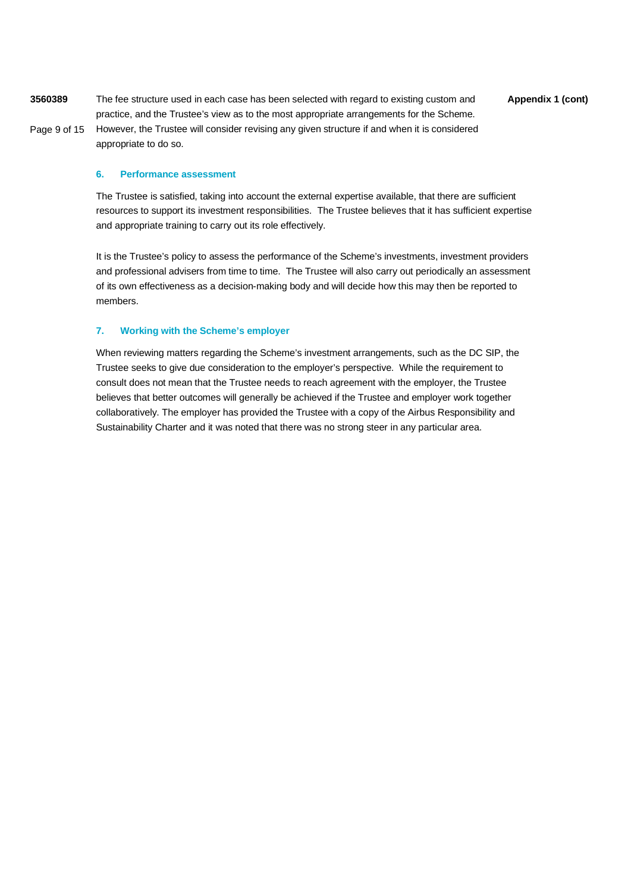The fee structure used in each case has been selected with regard to existing custom and practice, and the Trustee's view as to the most appropriate arrangements for the Scheme. However, the Trustee will consider revising any given structure if and when it is considered appropriate to do so.

## 6. Performance assessment

The Trustee is satisfied, taking into account the external expertise available, that there are sufficient resources to support its investment responsibilities. The Trustee believes that it has sufficient expertise and appropriate training to carry out its role effectively.

It is the Trustee's policy to assess the performance of the Scheme's investments, investment providers and professional advisers from time to time. The Trustee will also carry out periodically an assessment of its own effectiveness as a decision-making body and will decide how this may then be reported to members.

## 7. Working with the Scheme's employer

When reviewing matters regarding the Scheme's investment arrangements, such as the DC SIP, the Trustee seeks to give due consideration to the employer's perspective. While the requirement to consult does not mean that the Trustee needs to reach agreement with the employer, the Trustee believes that better outcomes will generally be achieved if the Trustee and employer work together collaboratively. The employer has provided the Trustee with a copy of the Airbus Responsibility and Sustainability Charter and it was noted that there was no strong steer in any particular area.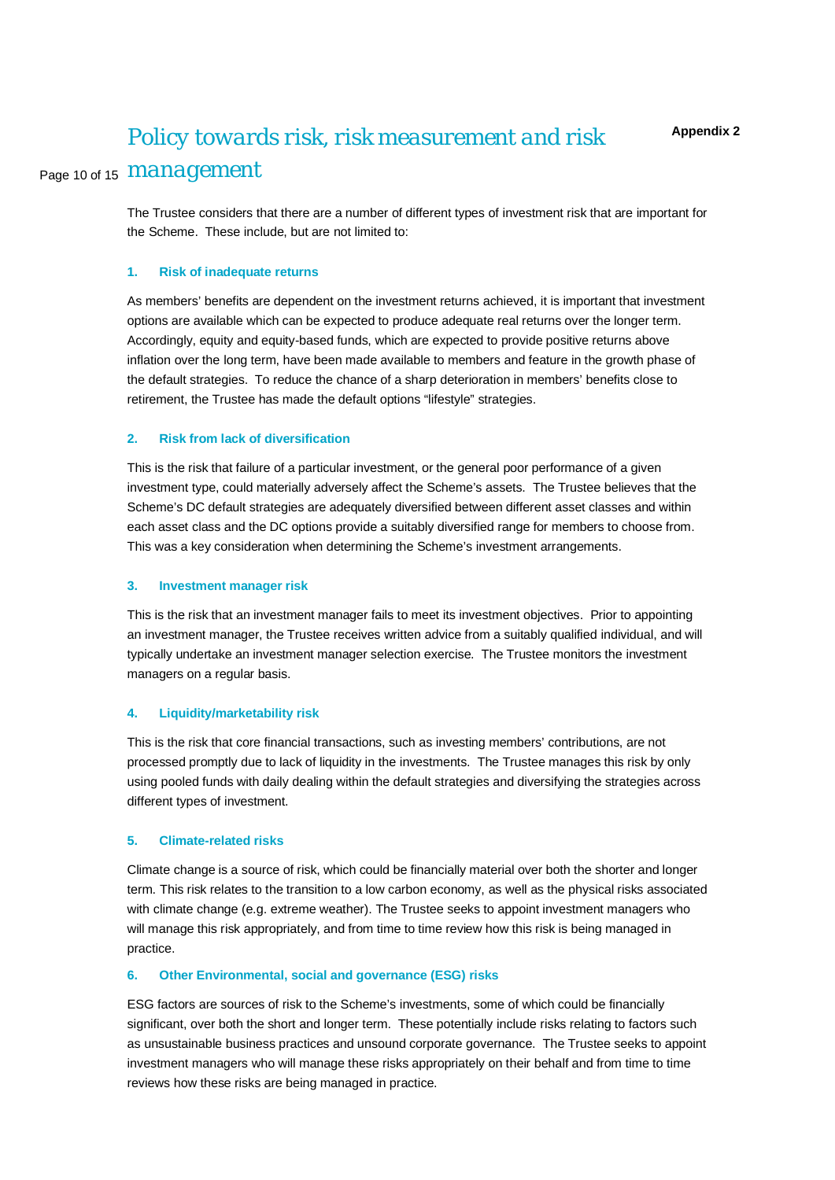Appendix 2

# Policy towards risk, risk measurement and risk management

The Trustee considers that there are a number of different types of investment risk that are important for the Scheme. These include, but are not limited to:

### 1. Risk of inadequate returns

As members' benefits are dependent on the investment returns achieved, it is important that investment options are available which can be expected to produce adequate real returns over the longer term. Accordingly, equity and equity-based funds, which are expected to provide positive returns above inflation over the long term, have been made available to members and feature in the growth phase of the default strategies. To reduce the chance of a sharp deterioration in members' benefits close to retirement, the Trustee has made the default options "lifestyle" strategies.

### 2. Risk from lack of diversification

This is the risk that failure of a particular investment, or the general poor performance of a given investment type, could materially adversely affect the Scheme's assets. The Trustee believes that the Scheme's DC default strategies are adequately diversified between different asset classes and within each asset class and the DC options provide a suitably diversified range for members to choose from. This was a key consideration when determining the Scheme's investment arrangements.

### 3. Investment manager risk

This is the risk that an investment manager fails to meet its investment objectives. Prior to appointing an investment manager, the Trustee receives written advice from a suitably qualified individual, and will typically undertake an investment manager selection exercise. The Trustee monitors the investment managers on a regular basis.

### 4. Liquidity/marketability risk

This is the risk that core financial transactions, such as investing members' contributions, are not processed promptly due to lack of liquidity in the investments. The Trustee manages this risk by only using pooled funds with daily dealing within the default strategies and diversifying the strategies across different types of investment.

### 5. Climate-related risks

Climate change is a source of risk, which could be financially material over both the shorter and longer term. This risk relates to the transition to a low carbon economy, as well as the physical risks associated with climate change (e.g. extreme weather). The Trustee seeks to appoint investment managers who will manage this risk appropriately, and from time to time review how this risk is being managed in practice.

### 6. Other Environmental, social and governance (ESG) risks

ESG factors are sources of risk to the Scheme's investments, some of which could be financially significant, over both the short and longer term. These potentially include risks relating to factors such as unsustainable business practices and unsound corporate governance. The Trustee seeks to appoint investment managers who will manage these risks appropriately on their behalf and from time to time reviews how these risks are being managed in practice.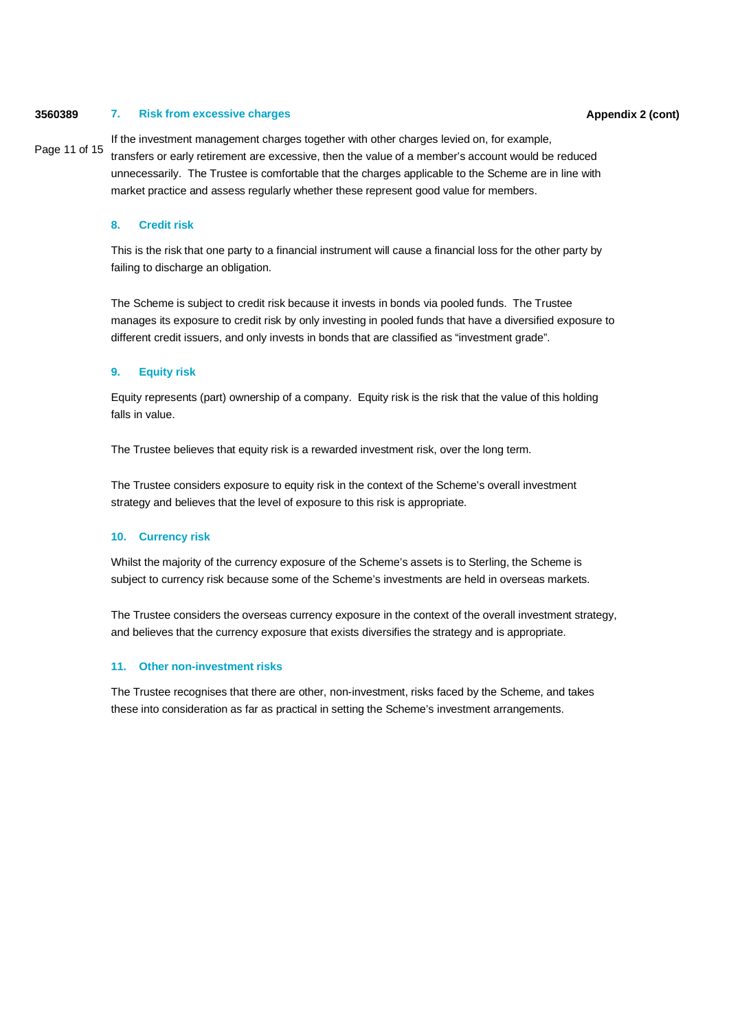### 7. Risk from excessive charges

If the investment management charges together with other charges levied on, for example, transfers or early retirement are excessive, then the value of a member's account would be reduced unnecessarily. The Trustee is comfortable that the charges applicable to the Scheme are in line with market practice and assess regularly whether these represent good value for members.

### 8. Credit risk

This is the risk that one party to a financial instrument will cause a financial loss for the other party by failing to discharge an obligation.

The Scheme is subject to credit risk because it invests in bonds via pooled funds. The Trustee manages its exposure to credit risk by only investing in pooled funds that have a diversified exposure to different credit issuers, and only invests in bonds that are classified as "investment grade".

### 9. Equity risk

Equity represents (part) ownership of a company. Equity risk is the risk that the value of this holding falls in value.

The Trustee believes that equity risk is a rewarded investment risk, over the long term.

The Trustee considers exposure to equity risk in the context of the Scheme's overall investment strategy and believes that the level of exposure to this risk is appropriate.

### 10. Currency risk

Whilst the majority of the currency exposure of the Scheme's assets is to Sterling, the Scheme is subject to currency risk because some of the Scheme's investments are held in overseas markets.

The Trustee considers the overseas currency exposure in the context of the overall investment strategy, and believes that the currency exposure that exists diversifies the strategy and is appropriate.

### 11. Other non-investment risks

The Trustee recognises that there are other, non-investment, risks faced by the Scheme, and takes these into consideration as far as practical in setting the Scheme's investment arrangements.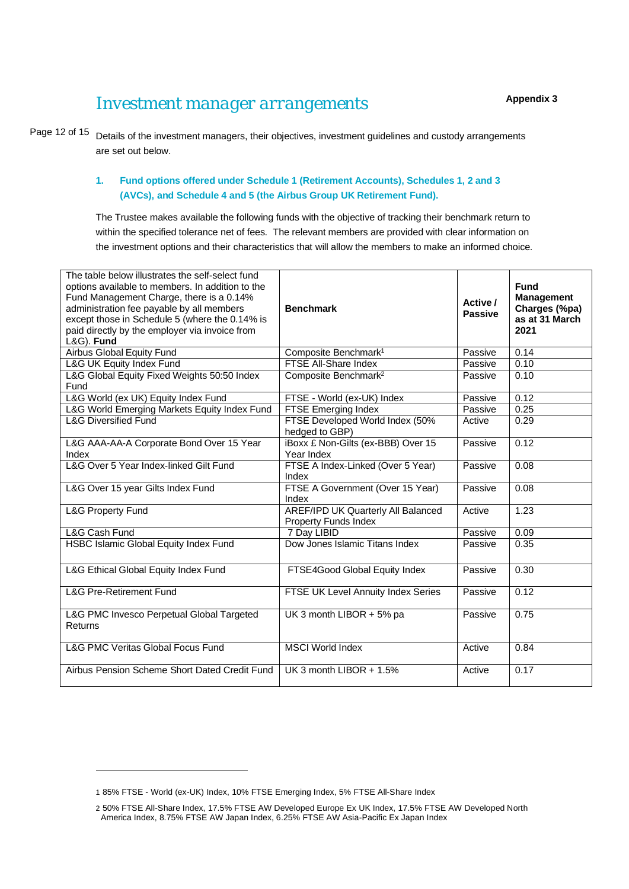# Investment manager arrangements

**Appendix 3**

Details of the investment managers, their objectives, investment guidelines and custody arrangements are set out below.

### 1. Fund options offered under Schedule 1 (Retirement Accounts), Schedules 1, 2 and 3 (AVCs), and Schedule 4 and 5 (the Airbus Group UK Retirement Fund).

The Trustee makes available the following funds with the objective of tracking their benchmark return to within the specified tolerance net of fees. The relevant members are provided with clear information on the investment options and their characteristics that will allow the members to make an informed choice.

| The table below illustrates the self-select fund options available to members. In addition to the Fund Management Charge, there is a 0.14% administration fee payable by all members except those in Schedule 5 (where the 0.14% is paid directly by the employer via invoice from L&G). **Fund** | **Benchmark** | **Active / Passive** | **Fund Management Charges (%pa) as at 31 March 2021** |
|---|---|---|---|
| Airbus Global Equity Fund | Composite Benchmark[1] | Passive | 0.14 |
| L&G UK Equity Index Fund | FTSE All-Share Index | Passive | 0.10 |
| L&G Global Equity Fixed Weights 50:50 Index Fund | Composite Benchmark[2] | Passive | 0.10 |
| L&G World (ex UK) Equity Index Fund | FTSE - World (ex-UK) Index | Passive | 0.12 |
| L&G World Emerging Markets Equity Index Fund | FTSE Emerging Index | Passive | 0.25 |
| L&G Diversified Fund | FTSE Developed World Index (50% hedged to GBP) | Active | 0.29 |
| L&G AAA-AA-A Corporate Bond Over 15 Year Index | iBoxx £ Non-Gilts (ex-BBB) Over 15 Year Index | Passive | 0.12 |
| L&G Over 5 Year Index-linked Gilt Fund | FTSE A Index-Linked (Over 5 Year) Index | Passive | 0.08 |
| L&G Over 15 year Gilts Index Fund | FTSE A Government (Over 15 Year) Index | Passive | 0.08 |
| L&G Property Fund | AREF/IPD UK Quarterly All Balanced Property Funds Index | Active | 1.23 |
| L&G Cash Fund | 7 Day LIBID | Passive | 0.09 |
| HSBC Islamic Global Equity Index Fund | Dow Jones Islamic Titans Index | Passive | 0.35 |
| L&G Ethical Global Equity Index Fund | FTSE4Good Global Equity Index | Passive | 0.30 |
| L&G Pre-Retirement Fund | FTSE UK Level Annuity Index Series | Passive | 0.12 |
| L&G PMC Invesco Perpetual Global Targeted Returns | UK 3 month LIBOR + 5% pa | Passive | 0.75 |
| L&G PMC Veritas Global Focus Fund | MSCI World Index | Active | 0.84 |
| Airbus Pension Scheme Short Dated Credit Fund | UK 3 month LIBOR + 1.5% | Active | 0.17 |

1 85% FTSE - World (ex-UK) Index, 10% FTSE Emerging Index, 5% FTSE All-Share Index

2 50% FTSE All-Share Index, 17.5% FTSE AW Developed Europe Ex UK Index, 17.5% FTSE AW Developed North America Index, 8.75% FTSE AW Japan Index, 6.25% FTSE AW Asia-Pacific Ex Japan Index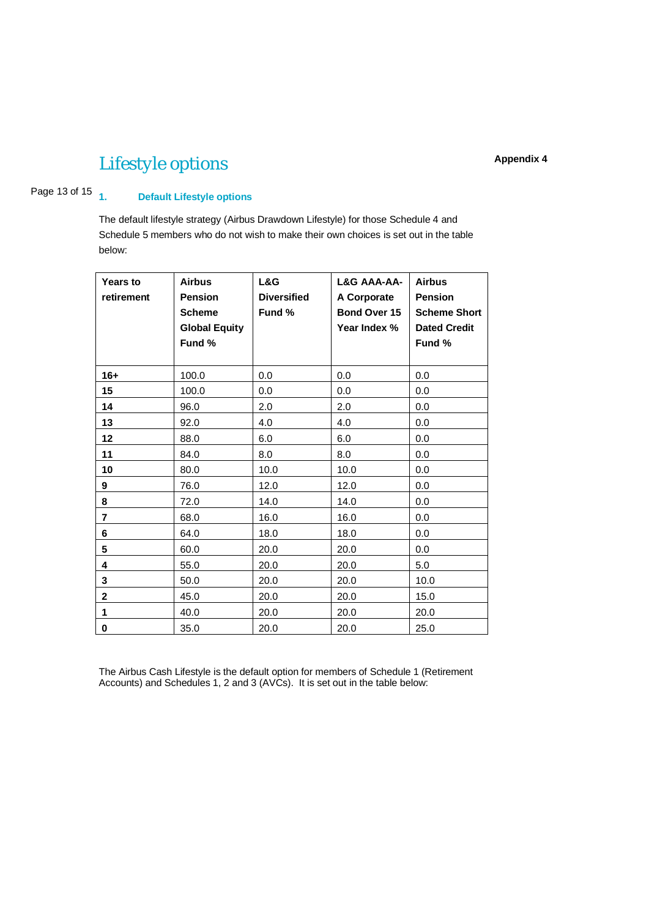# Lifestyle options

**Appendix 4**

## 1. Default Lifestyle options

The default lifestyle strategy (Airbus Drawdown Lifestyle) for those Schedule 4 and Schedule 5 members who do not wish to make their own choices is set out in the table below:

| Years to retirement | Airbus Pension Scheme Global Equity Fund % | L&G Diversified Fund % | L&G AAA-AA-A Corporate Bond Over 15 Year Index % | Airbus Pension Scheme Short Dated Credit Fund % |
|---|---|---|---|---|
| **16+** | 100.0 | 0.0 | 0.0 | 0.0 |
| **15** | 100.0 | 0.0 | 0.0 | 0.0 |
| **14** | 96.0 | 2.0 | 2.0 | 0.0 |
| **13** | 92.0 | 4.0 | 4.0 | 0.0 |
| **12** | 88.0 | 6.0 | 6.0 | 0.0 |
| **11** | 84.0 | 8.0 | 8.0 | 0.0 |
| **10** | 80.0 | 10.0 | 10.0 | 0.0 |
| **9** | 76.0 | 12.0 | 12.0 | 0.0 |
| **8** | 72.0 | 14.0 | 14.0 | 0.0 |
| **7** | 68.0 | 16.0 | 16.0 | 0.0 |
| **6** | 64.0 | 18.0 | 18.0 | 0.0 |
| **5** | 60.0 | 20.0 | 20.0 | 0.0 |
| **4** | 55.0 | 20.0 | 20.0 | 5.0 |
| **3** | 50.0 | 20.0 | 20.0 | 10.0 |
| **2** | 45.0 | 20.0 | 20.0 | 15.0 |
| **1** | 40.0 | 20.0 | 20.0 | 20.0 |
| **0** | 35.0 | 20.0 | 20.0 | 25.0 |

The Airbus Cash Lifestyle is the default option for members of Schedule 1 (Retirement Accounts) and Schedules 1, 2 and 3 (AVCs). It is set out in the table below: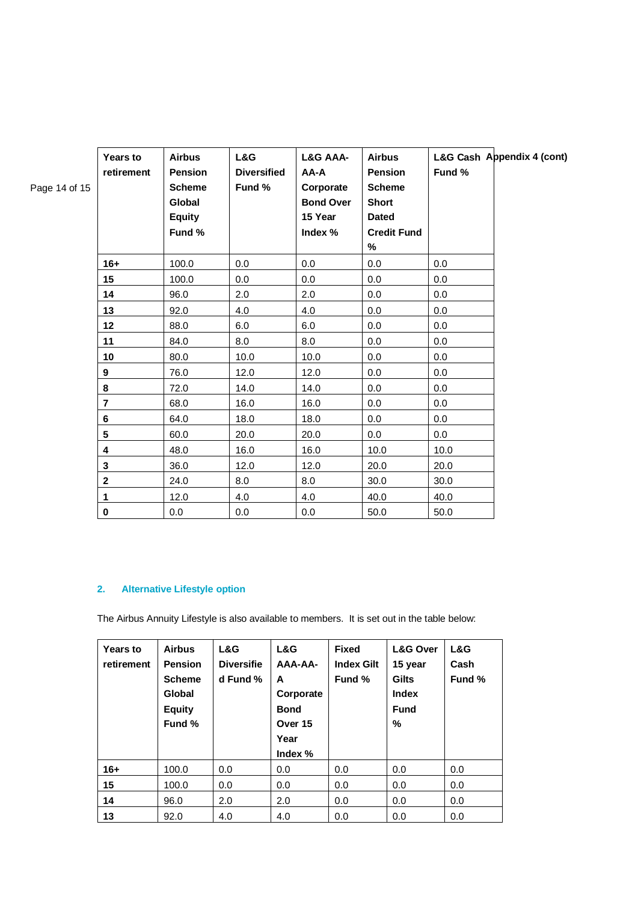Appendix 4 (cont)

| Years to retirement | Airbus Pension Scheme Global Equity Fund % | L&G Diversified Fund % | L&G AAA-AA-A Corporate Bond Over 15 Year Index % | Airbus Pension Scheme Short Dated Credit Fund % | L&G Cash Fund % |
|---|---|---|---|---|---|
| **16+** | 100.0 | 0.0 | 0.0 | 0.0 | 0.0 |
| **15** | 100.0 | 0.0 | 0.0 | 0.0 | 0.0 |
| **14** | 96.0 | 2.0 | 2.0 | 0.0 | 0.0 |
| **13** | 92.0 | 4.0 | 4.0 | 0.0 | 0.0 |
| **12** | 88.0 | 6.0 | 6.0 | 0.0 | 0.0 |
| **11** | 84.0 | 8.0 | 8.0 | 0.0 | 0.0 |
| **10** | 80.0 | 10.0 | 10.0 | 0.0 | 0.0 |
| **9** | 76.0 | 12.0 | 12.0 | 0.0 | 0.0 |
| **8** | 72.0 | 14.0 | 14.0 | 0.0 | 0.0 |
| **7** | 68.0 | 16.0 | 16.0 | 0.0 | 0.0 |
| **6** | 64.0 | 18.0 | 18.0 | 0.0 | 0.0 |
| **5** | 60.0 | 20.0 | 20.0 | 0.0 | 0.0 |
| **4** | 48.0 | 16.0 | 16.0 | 10.0 | 10.0 |
| **3** | 36.0 | 12.0 | 12.0 | 20.0 | 20.0 |
| **2** | 24.0 | 8.0 | 8.0 | 30.0 | 30.0 |
| **1** | 12.0 | 4.0 | 4.0 | 40.0 | 40.0 |
| **0** | 0.0 | 0.0 | 0.0 | 50.0 | 50.0 |

## 2. Alternative Lifestyle option

The Airbus Annuity Lifestyle is also available to members. It is set out in the table below:

| Years to retirement | Airbus Pension Scheme Global Equity Fund % | L&G Diversified Fund % | L&G AAA-AA-A Corporate Bond Over 15 Year Index % | Fixed Index Gilt Fund % | L&G Over 15 year Gilts Index Fund % | L&G Cash Fund % |
|---|---|---|---|---|---|---|
| **16+** | 100.0 | 0.0 | 0.0 | 0.0 | 0.0 | 0.0 |
| **15** | 100.0 | 0.0 | 0.0 | 0.0 | 0.0 | 0.0 |
| **14** | 96.0 | 2.0 | 2.0 | 0.0 | 0.0 | 0.0 |
| **13** | 92.0 | 4.0 | 4.0 | 0.0 | 0.0 | 0.0 |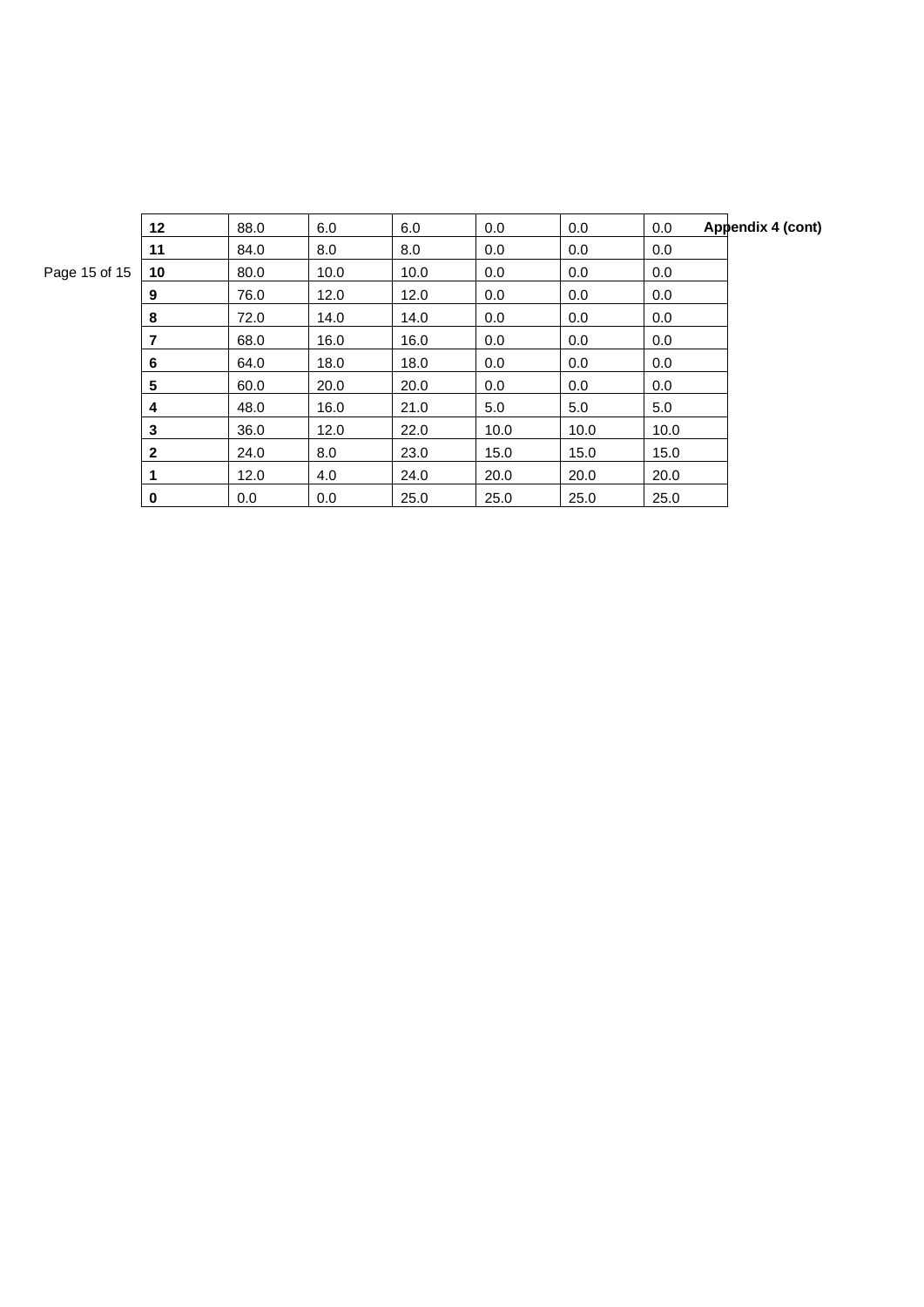**Appendix 4 (cont)**

| | | | | | | |
|---|---|---|---|---|---|---|
| **12** | 88.0 | 6.0 | 6.0 | 0.0 | 0.0 | 0.0 |
| **11** | 84.0 | 8.0 | 8.0 | 0.0 | 0.0 | 0.0 |
| **10** | 80.0 | 10.0 | 10.0 | 0.0 | 0.0 | 0.0 |
| **9** | 76.0 | 12.0 | 12.0 | 0.0 | 0.0 | 0.0 |
| **8** | 72.0 | 14.0 | 14.0 | 0.0 | 0.0 | 0.0 |
| **7** | 68.0 | 16.0 | 16.0 | 0.0 | 0.0 | 0.0 |
| **6** | 64.0 | 18.0 | 18.0 | 0.0 | 0.0 | 0.0 |
| **5** | 60.0 | 20.0 | 20.0 | 0.0 | 0.0 | 0.0 |
| **4** | 48.0 | 16.0 | 21.0 | 5.0 | 5.0 | 5.0 |
| **3** | 36.0 | 12.0 | 22.0 | 10.0 | 10.0 | 10.0 |
| **2** | 24.0 | 8.0 | 23.0 | 15.0 | 15.0 | 15.0 |
| **1** | 12.0 | 4.0 | 24.0 | 20.0 | 20.0 | 20.0 |
| **0** | 0.0 | 0.0 | 25.0 | 25.0 | 25.0 | 25.0 |